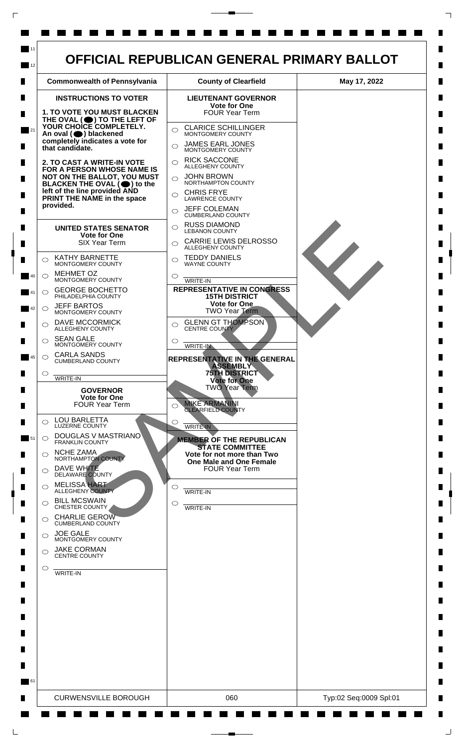# OFFICIAL REPUBLICAN GENERAL PRIMARY BALLOT

| Commonwealth of Pennsylvania | County of Clearfield | May 17, 2022 |
|---|---|---|

## INSTRUCTIONS TO VOTER

**1. TO VOTE YOU MUST BLACKEN THE OVAL (⬬) TO THE LEFT OF YOUR CHOICE COMPLETELY. An oval (⬬) blackened completely indicates a vote for that candidate.**

**2. TO CAST A WRITE-IN VOTE FOR A PERSON WHOSE NAME IS NOT ON THE BALLOT, YOU MUST BLACKEN THE OVAL (⬬) to the left of the line provided AND PRINT THE NAME in the space provided.**

### UNITED STATES SENATOR
**Vote for One**
SIX Year Term

- ○ KATHY BARNETTE — MONTGOMERY COUNTY
- ○ MEHMET OZ — MONTGOMERY COUNTY
- ○ GEORGE BOCHETTO — PHILADELPHIA COUNTY
- ○ JEFF BARTOS — MONTGOMERY COUNTY
- ○ DAVE MCCORMICK — ALLEGHENY COUNTY
- ○ SEAN GALE — MONTGOMERY COUNTY
- ○ CARLA SANDS — CUMBERLAND COUNTY
- ○ ______ WRITE-IN

### GOVERNOR
**Vote for One**
FOUR Year Term

- ○ LOU BARLETTA — LUZERNE COUNTY
- ○ DOUGLAS V MASTRIANO — FRANKLIN COUNTY
- ○ NCHE ZAMA — NORTHAMPTON COUNTY
- ○ DAVE WHITE — DELAWARE COUNTY
- ○ MELISSA HART — ALLEGHENY COUNTY
- ○ BILL MCSWAIN — CHESTER COUNTY
- ○ CHARLIE GEROW — CUMBERLAND COUNTY
- ○ JOE GALE — MONTGOMERY COUNTY
- ○ JAKE CORMAN — CENTRE COUNTY
- ○ ______ WRITE-IN

### LIEUTENANT GOVERNOR
**Vote for One**
FOUR Year Term

- ○ CLARICE SCHILLINGER — MONTGOMERY COUNTY
- ○ JAMES EARL JONES — MONTGOMERY COUNTY
- ○ RICK SACCONE — ALLEGHENY COUNTY
- ○ JOHN BROWN — NORTHAMPTON COUNTY
- ○ CHRIS FRYE — LAWRENCE COUNTY
- ○ JEFF COLEMAN — CUMBERLAND COUNTY
- ○ RUSS DIAMOND — LEBANON COUNTY
- ○ CARRIE LEWIS DELROSSO — ALLEGHENY COUNTY
- ○ TEDDY DANIELS — WAYNE COUNTY
- ○ ______ WRITE-IN

### REPRESENTATIVE IN CONGRESS 15TH DISTRICT
**Vote for One**
TWO Year Term

- ○ GLENN GT THOMPSON — CENTRE COUNTY
- ○ ______ WRITE-IN

### REPRESENTATIVE IN THE GENERAL ASSEMBLY 75TH DISTRICT
**Vote for One**
TWO Year Term

- ○ MIKE ARMANINI — CLEARFIELD COUNTY
- ○ ______ WRITE-IN

### MEMBER OF THE REPUBLICAN STATE COMMITTEE
**Vote for not more than Two One Male and One Female**
FOUR Year Term

- ○ ______ WRITE-IN
- ○ ______ WRITE-IN

SAMPLE

| CURWENSVILLE BOROUGH | 060 | Typ:02 Seq:0009 Spl:01 |
|---|---|---|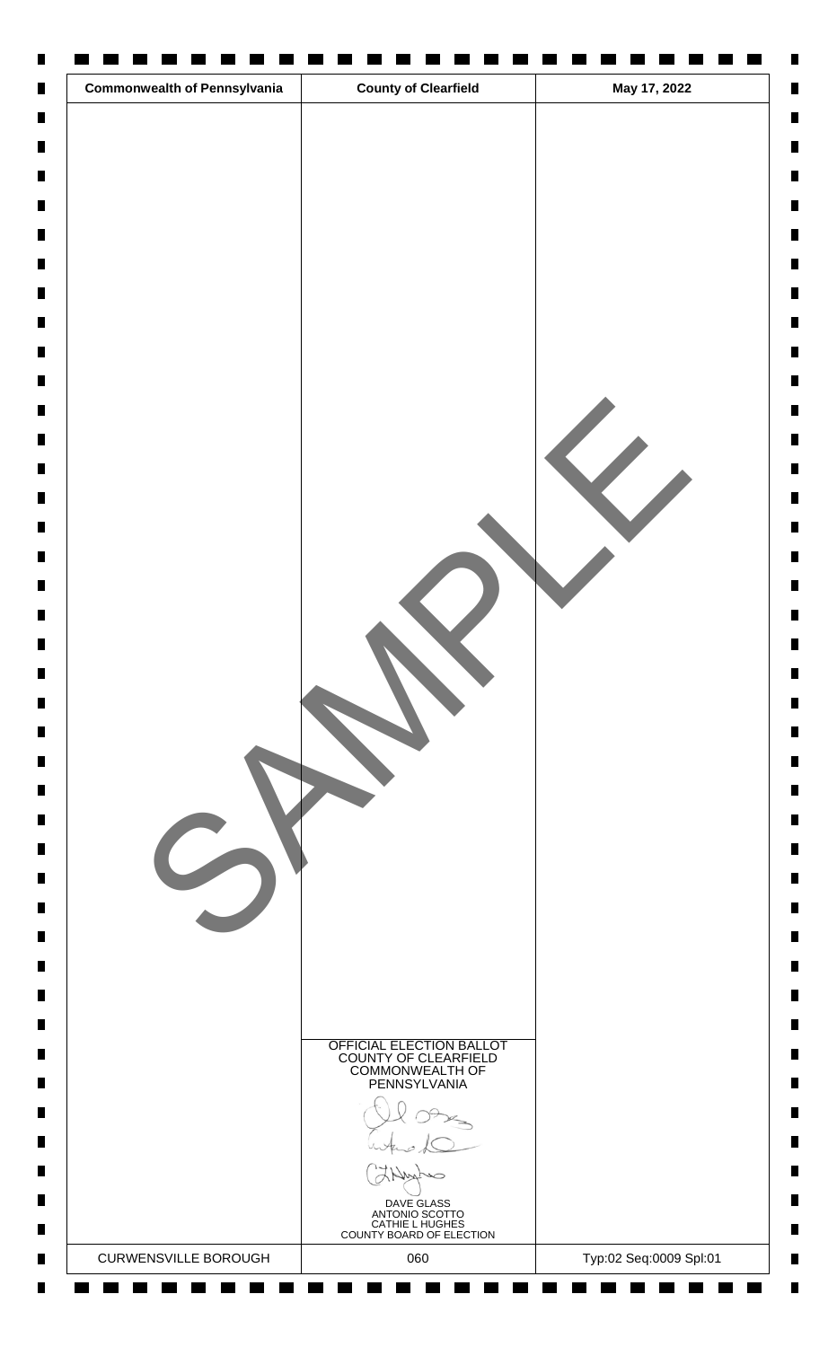| Commonwealth of Pennsylvania | County of Clearfield | May 17, 2022 |
|---|---|---|
| | | |

SAMPLE

OFFICIAL ELECTION BALLOT
COUNTY OF CLEARFIELD
COMMONWEALTH OF
PENNSYLVANIA

DAVE GLASS
ANTONIO SCOTTO
CATHIE L HUGHES
COUNTY BOARD OF ELECTION

| | | |
|---|---|---|
| CURWENSVILLE BOROUGH | 060 | Typ:02 Seq:0009 Spl:01 |